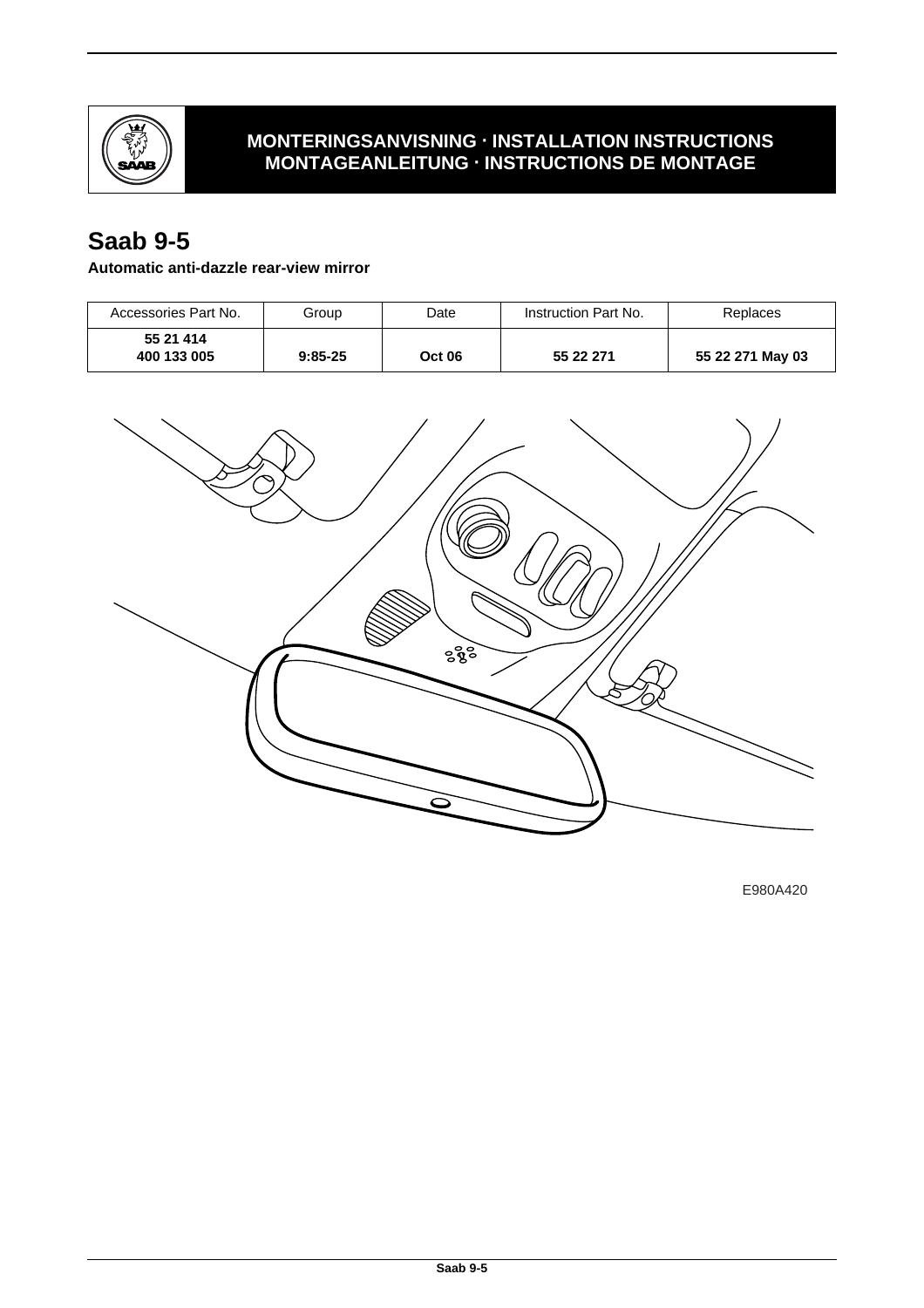**MONTERINGSANVISNING · INSTALLATION INSTRUCTIONS**
**MONTAGEANLEITUNG · INSTRUCTIONS DE MONTAGE**

# Saab 9-5

**Automatic anti-dazzle rear-view mirror**

| Accessories Part No. | Group | Date | Instruction Part No. | Replaces |
|---|---|---|---|---|
| **55 21 414**<br>**400 133 005** | **9:85-25** | **Oct 06** | **55 22 271** | **55 22 271 May 03** |

E980A420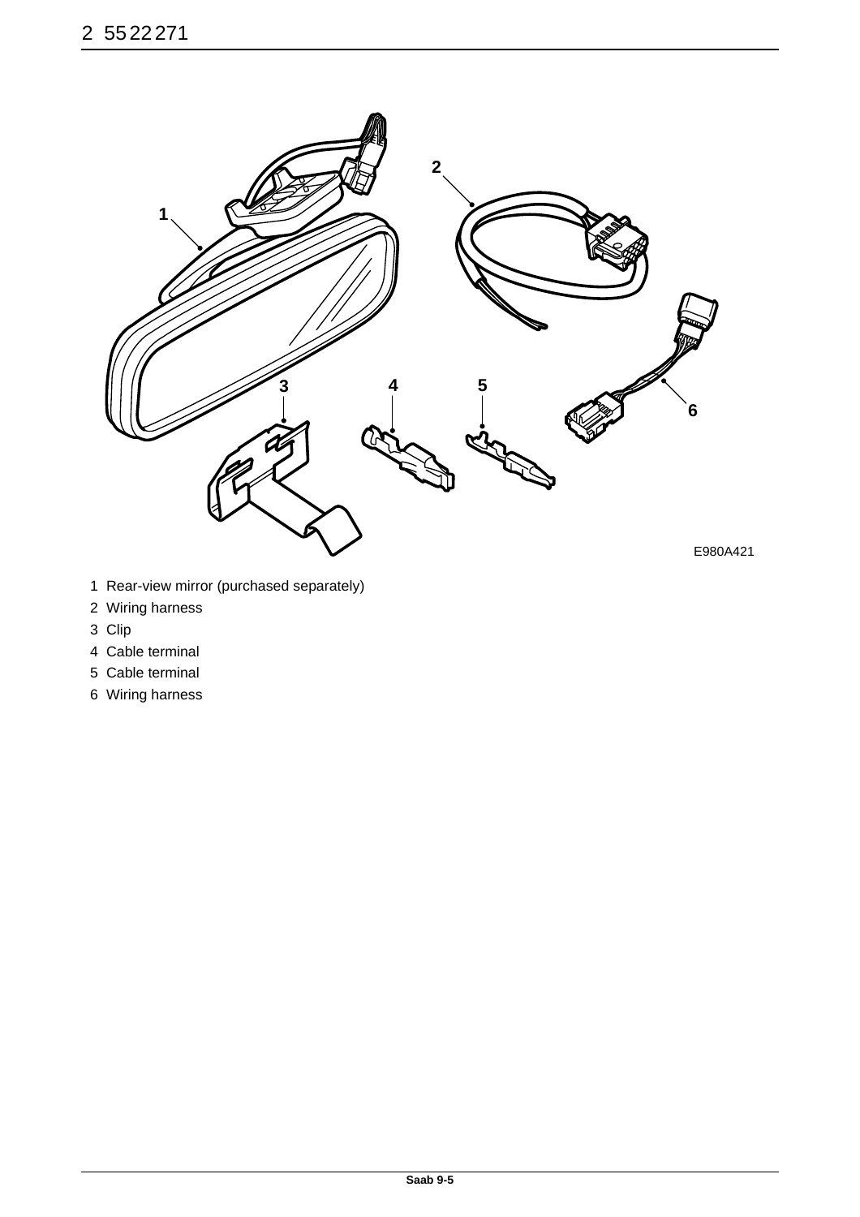E980A421

1 Rear-view mirror (purchased separately)
2 Wiring harness
3 Clip
4 Cable terminal
5 Cable terminal
6 Wiring harness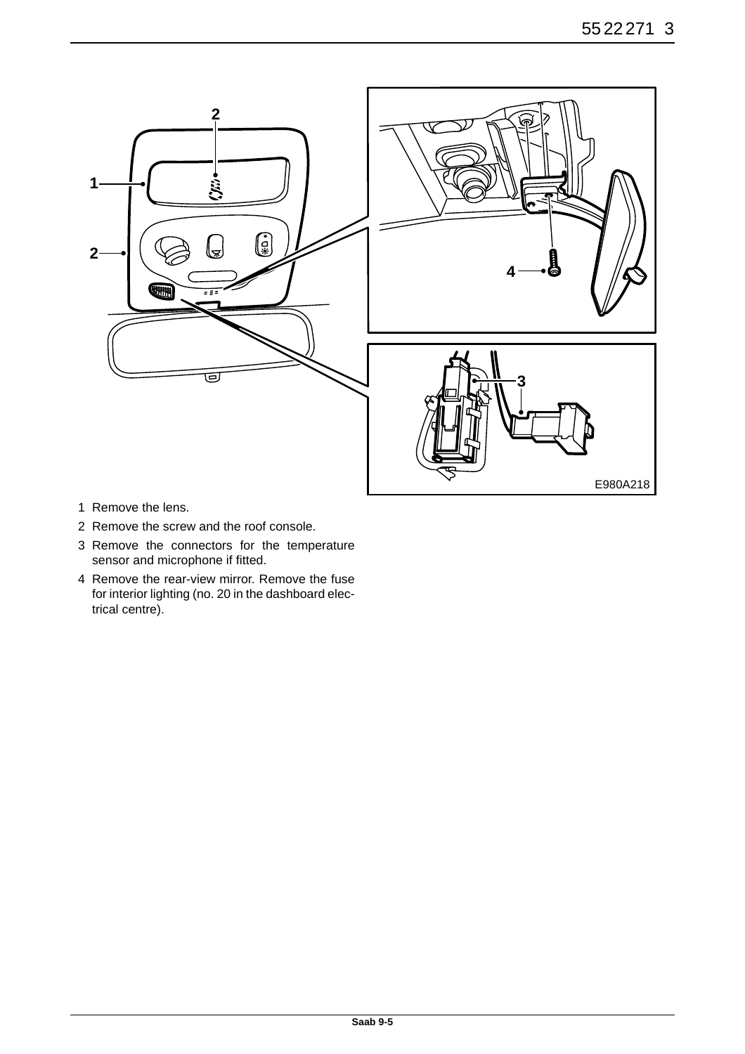1 Remove the lens.

2 Remove the screw and the roof console.

3 Remove the connectors for the temperature sensor and microphone if fitted.

4 Remove the rear-view mirror. Remove the fuse for interior lighting (no. 20 in the dashboard electrical centre).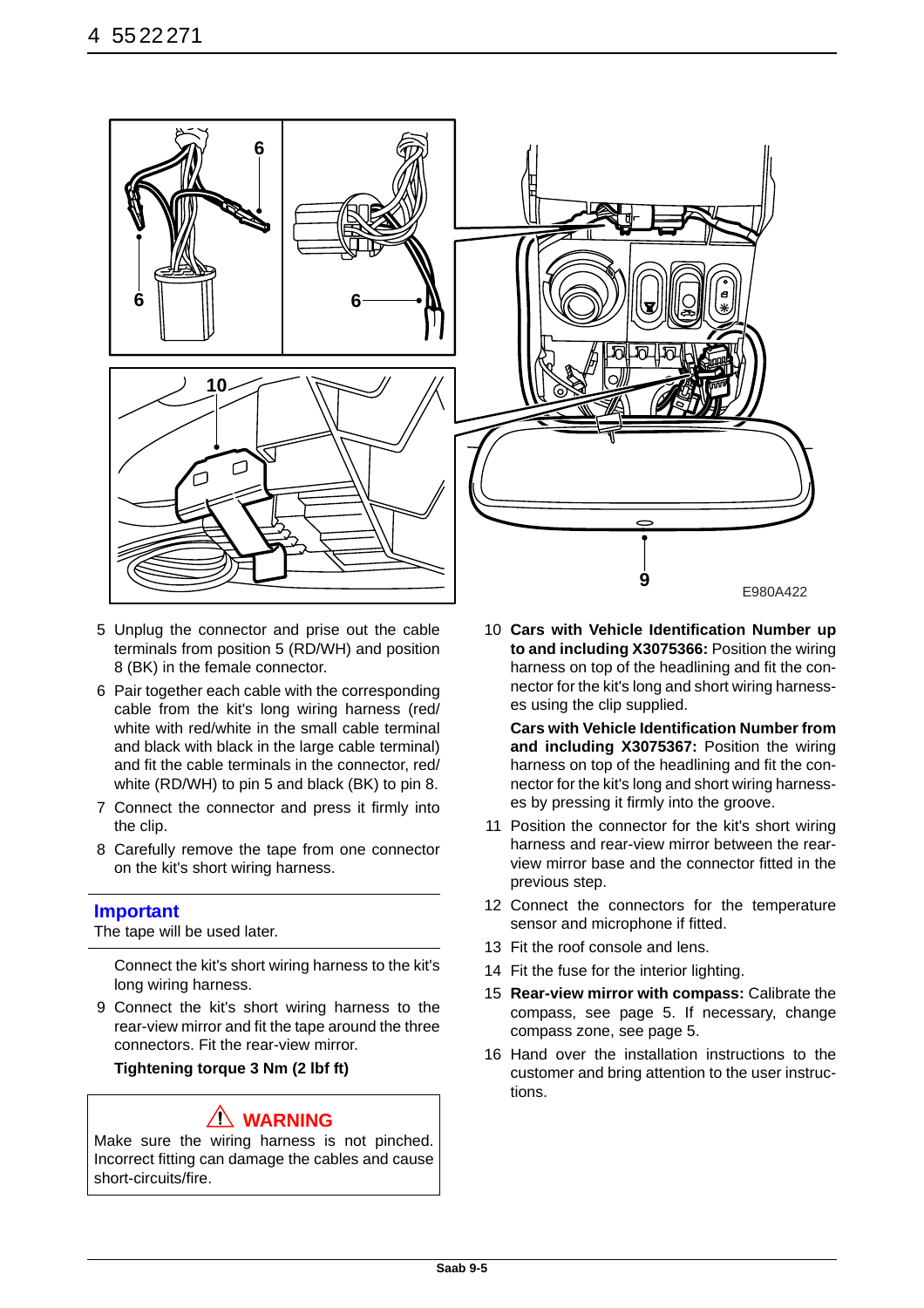E980A422

5 Unplug the connector and prise out the cable terminals from position 5 (RD/WH) and position 8 (BK) in the female connector.

6 Pair together each cable with the corresponding cable from the kit's long wiring harness (red/white with red/white in the small cable terminal and black with black in the large cable terminal) and fit the cable terminals in the connector, red/white (RD/WH) to pin 5 and black (BK) to pin 8.

7 Connect the connector and press it firmly into the clip.

8 Carefully remove the tape from one connector on the kit's short wiring harness.

## Important

The tape will be used later.

Connect the kit's short wiring harness to the kit's long wiring harness.

9 Connect the kit's short wiring harness to the rear-view mirror and fit the tape around the three connectors. Fit the rear-view mirror.

**Tightening torque 3 Nm (2 lbf ft)**

## ⚠ WARNING

Make sure the wiring harness is not pinched. Incorrect fitting can damage the cables and cause short-circuits/fire.

10 **Cars with Vehicle Identification Number up to and including X3075366:** Position the wiring harness on top of the headlining and fit the connector for the kit's long and short wiring harnesses using the clip supplied.

**Cars with Vehicle Identification Number from and including X3075367:** Position the wiring harness on top of the headlining and fit the connector for the kit's long and short wiring harnesses by pressing it firmly into the groove.

11 Position the connector for the kit's short wiring harness and rear-view mirror between the rear-view mirror base and the connector fitted in the previous step.

12 Connect the connectors for the temperature sensor and microphone if fitted.

13 Fit the roof console and lens.

14 Fit the fuse for the interior lighting.

15 **Rear-view mirror with compass:** Calibrate the compass, see page 5. If necessary, change compass zone, see page 5.

16 Hand over the installation instructions to the customer and bring attention to the user instructions.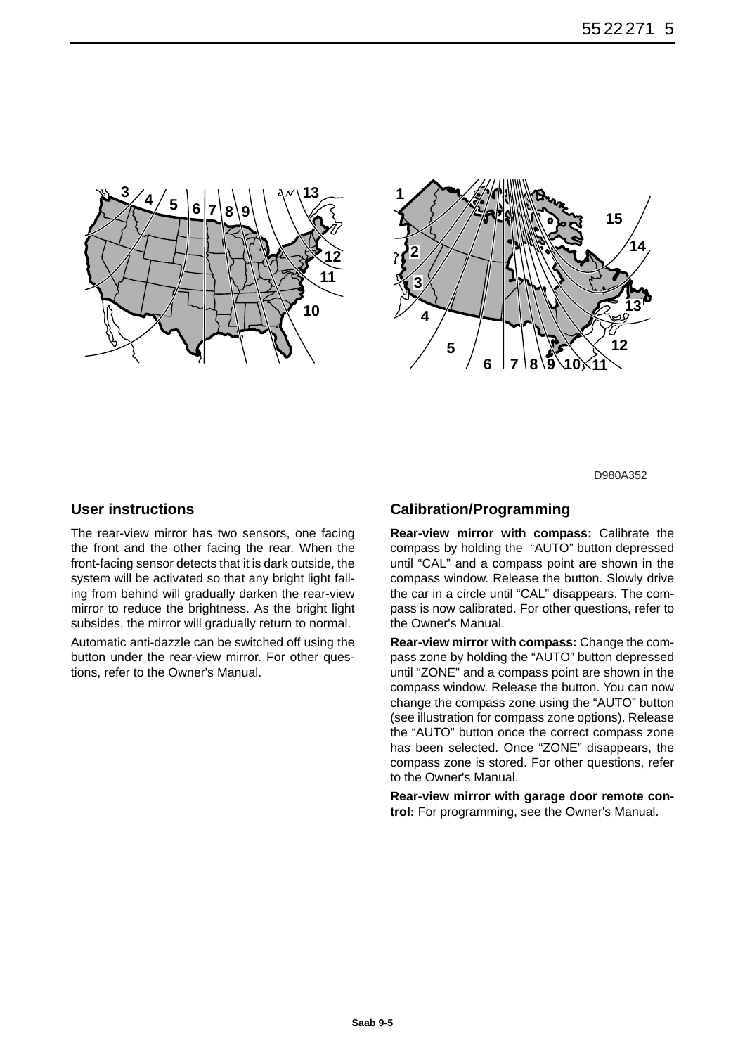3 4 5 6 7 8 9 13 12 11 10

1 2 3 4 5 6 7 8 9 10 11 12 13 14 15

D980A352

## User instructions

The rear-view mirror has two sensors, one facing the front and the other facing the rear. When the front-facing sensor detects that it is dark outside, the system will be activated so that any bright light falling from behind will gradually darken the rear-view mirror to reduce the brightness. As the bright light subsides, the mirror will gradually return to normal.

Automatic anti-dazzle can be switched off using the button under the rear-view mirror. For other questions, refer to the Owner's Manual.

## Calibration/Programming

**Rear-view mirror with compass:** Calibrate the compass by holding the "AUTO" button depressed until "CAL" and a compass point are shown in the compass window. Release the button. Slowly drive the car in a circle until "CAL" disappears. The compass is now calibrated. For other questions, refer to the Owner's Manual.

**Rear-view mirror with compass:** Change the compass zone by holding the "AUTO" button depressed until "ZONE" and a compass point are shown in the compass window. Release the button. You can now change the compass zone using the "AUTO" button (see illustration for compass zone options). Release the "AUTO" button once the correct compass zone has been selected. Once "ZONE" disappears, the compass zone is stored. For other questions, refer to the Owner's Manual.

**Rear-view mirror with garage door remote control:** For programming, see the Owner's Manual.